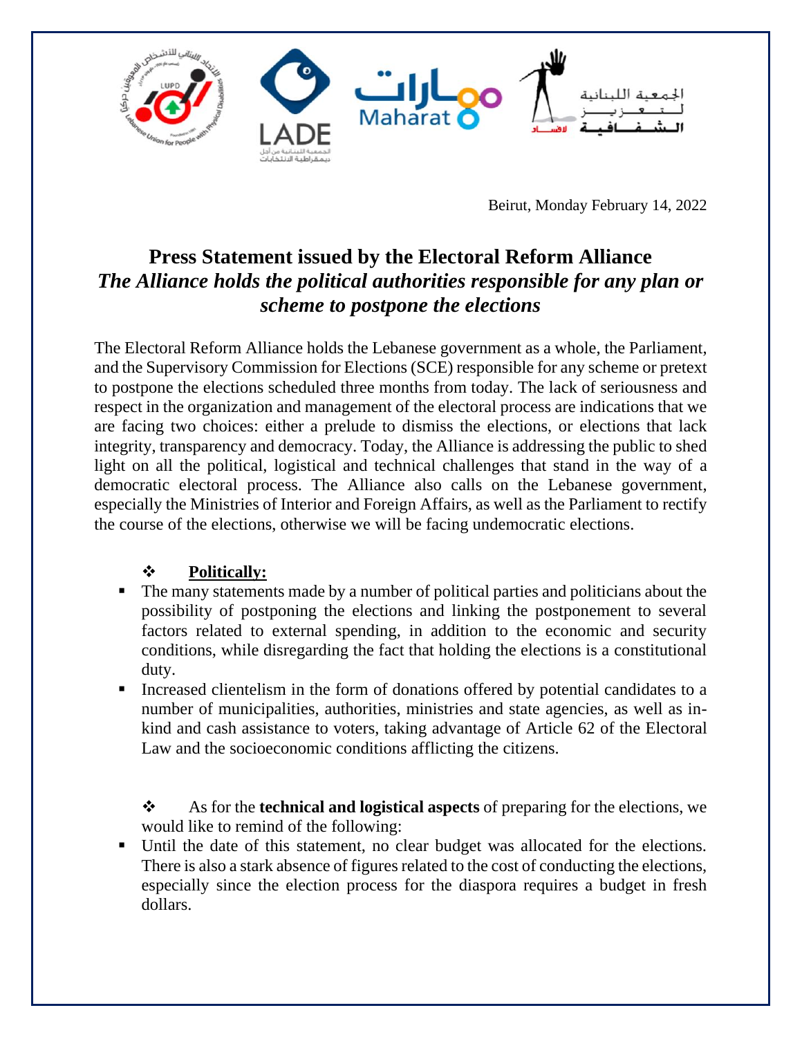Beirut, Monday February 14, 2022

# Press Statement issued by the Electoral Reform Alliance

## *The Alliance holds the political authorities responsible for any plan or scheme to postpone the elections*

The Electoral Reform Alliance holds the Lebanese government as a whole, the Parliament, and the Supervisory Commission for Elections (SCE) responsible for any scheme or pretext to postpone the elections scheduled three months from today. The lack of seriousness and respect in the organization and management of the electoral process are indications that we are facing two choices: either a prelude to dismiss the elections, or elections that lack integrity, transparency and democracy. Today, the Alliance is addressing the public to shed light on all the political, logistical and technical challenges that stand in the way of a democratic electoral process. The Alliance also calls on the Lebanese government, especially the Ministries of Interior and Foreign Affairs, as well as the Parliament to rectify the course of the elections, otherwise we will be facing undemocratic elections.

❖ **Politically:**

- The many statements made by a number of political parties and politicians about the possibility of postponing the elections and linking the postponement to several factors related to external spending, in addition to the economic and security conditions, while disregarding the fact that holding the elections is a constitutional duty.
- Increased clientelism in the form of donations offered by potential candidates to a number of municipalities, authorities, ministries and state agencies, as well as in-kind and cash assistance to voters, taking advantage of Article 62 of the Electoral Law and the socioeconomic conditions afflicting the citizens.

❖ As for the **technical and logistical aspects** of preparing for the elections, we would like to remind of the following:

- Until the date of this statement, no clear budget was allocated for the elections. There is also a stark absence of figures related to the cost of conducting the elections, especially since the election process for the diaspora requires a budget in fresh dollars.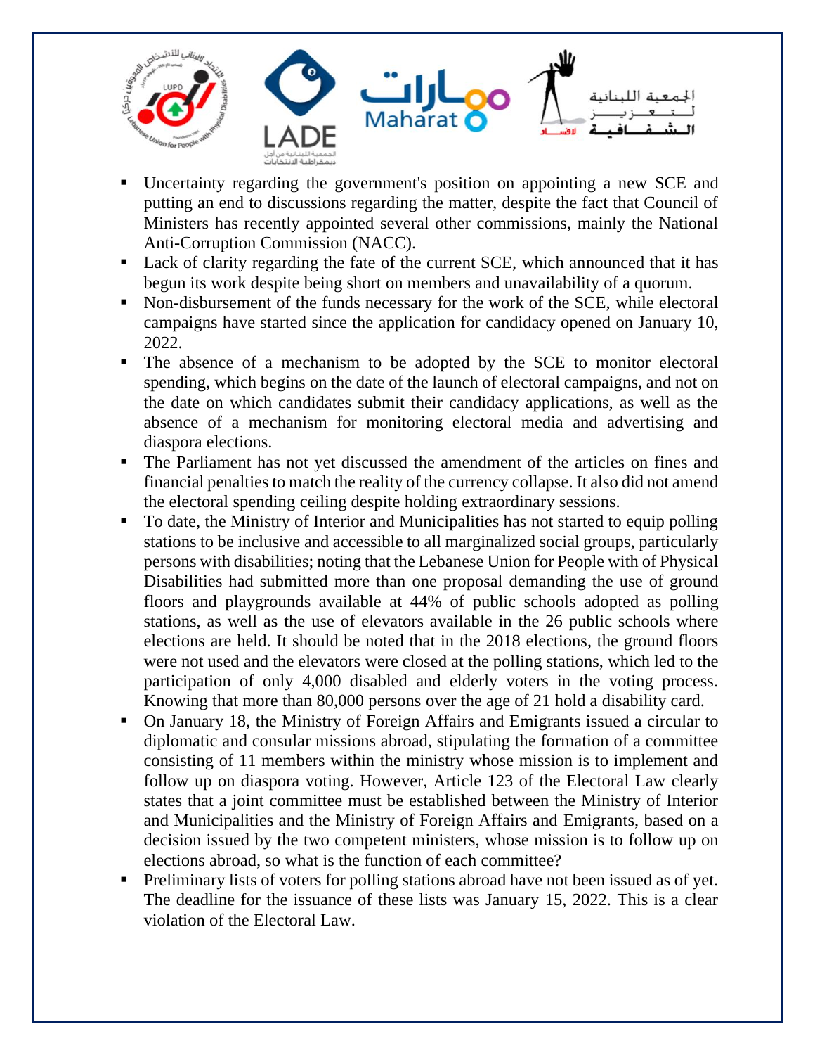- Uncertainty regarding the government's position on appointing a new SCE and putting an end to discussions regarding the matter, despite the fact that Council of Ministers has recently appointed several other commissions, mainly the National Anti-Corruption Commission (NACC).
- Lack of clarity regarding the fate of the current SCE, which announced that it has begun its work despite being short on members and unavailability of a quorum.
- Non-disbursement of the funds necessary for the work of the SCE, while electoral campaigns have started since the application for candidacy opened on January 10, 2022.
- The absence of a mechanism to be adopted by the SCE to monitor electoral spending, which begins on the date of the launch of electoral campaigns, and not on the date on which candidates submit their candidacy applications, as well as the absence of a mechanism for monitoring electoral media and advertising and diaspora elections.
- The Parliament has not yet discussed the amendment of the articles on fines and financial penalties to match the reality of the currency collapse. It also did not amend the electoral spending ceiling despite holding extraordinary sessions.
- To date, the Ministry of Interior and Municipalities has not started to equip polling stations to be inclusive and accessible to all marginalized social groups, particularly persons with disabilities; noting that the Lebanese Union for People with of Physical Disabilities had submitted more than one proposal demanding the use of ground floors and playgrounds available at 44% of public schools adopted as polling stations, as well as the use of elevators available in the 26 public schools where elections are held. It should be noted that in the 2018 elections, the ground floors were not used and the elevators were closed at the polling stations, which led to the participation of only 4,000 disabled and elderly voters in the voting process. Knowing that more than 80,000 persons over the age of 21 hold a disability card.
- On January 18, the Ministry of Foreign Affairs and Emigrants issued a circular to diplomatic and consular missions abroad, stipulating the formation of a committee consisting of 11 members within the ministry whose mission is to implement and follow up on diaspora voting. However, Article 123 of the Electoral Law clearly states that a joint committee must be established between the Ministry of Interior and Municipalities and the Ministry of Foreign Affairs and Emigrants, based on a decision issued by the two competent ministers, whose mission is to follow up on elections abroad, so what is the function of each committee?
- Preliminary lists of voters for polling stations abroad have not been issued as of yet. The deadline for the issuance of these lists was January 15, 2022. This is a clear violation of the Electoral Law.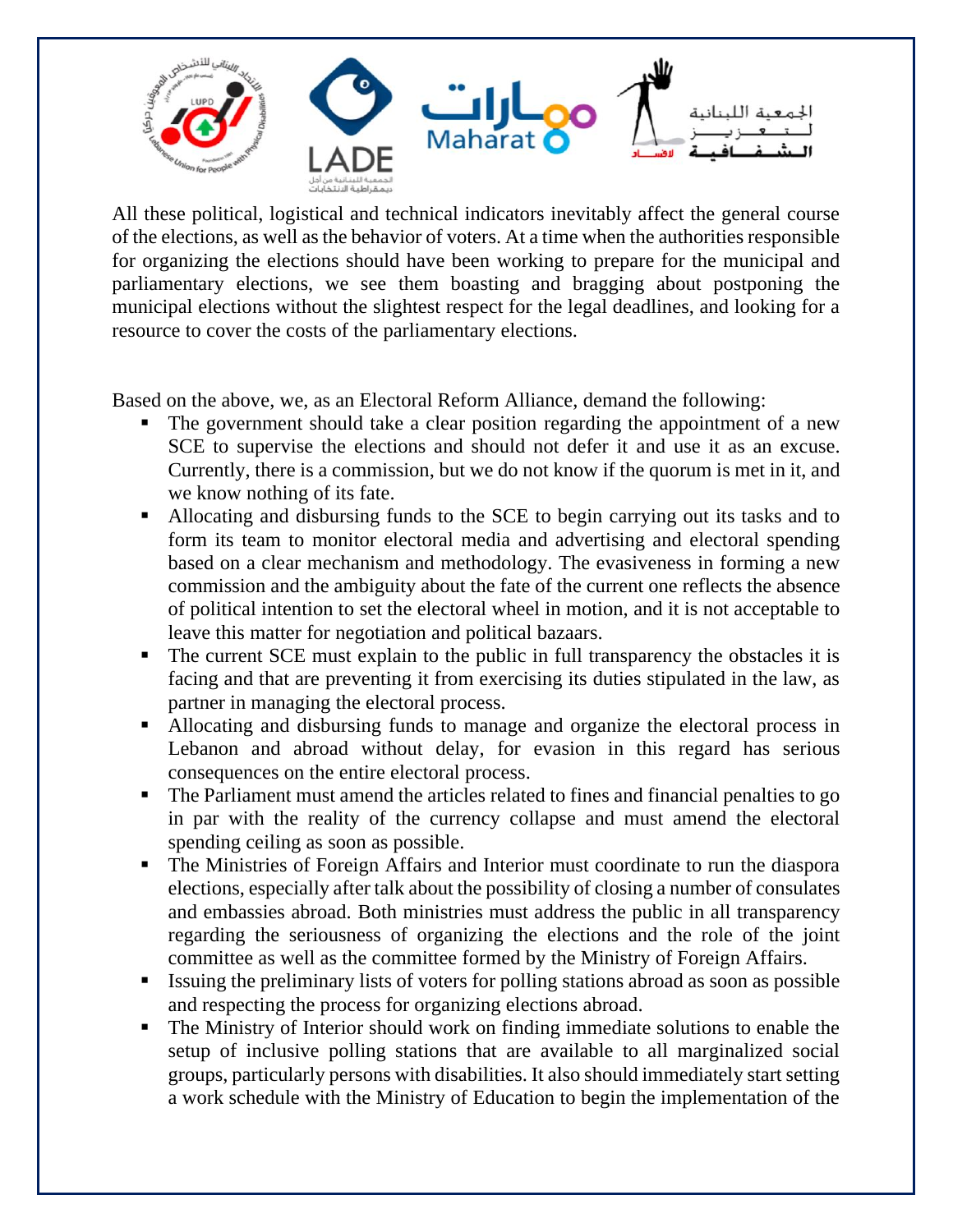All these political, logistical and technical indicators inevitably affect the general course of the elections, as well as the behavior of voters. At a time when the authorities responsible for organizing the elections should have been working to prepare for the municipal and parliamentary elections, we see them boasting and bragging about postponing the municipal elections without the slightest respect for the legal deadlines, and looking for a resource to cover the costs of the parliamentary elections.

Based on the above, we, as an Electoral Reform Alliance, demand the following:

- The government should take a clear position regarding the appointment of a new SCE to supervise the elections and should not defer it and use it as an excuse. Currently, there is a commission, but we do not know if the quorum is met in it, and we know nothing of its fate.
- Allocating and disbursing funds to the SCE to begin carrying out its tasks and to form its team to monitor electoral media and advertising and electoral spending based on a clear mechanism and methodology. The evasiveness in forming a new commission and the ambiguity about the fate of the current one reflects the absence of political intention to set the electoral wheel in motion, and it is not acceptable to leave this matter for negotiation and political bazaars.
- The current SCE must explain to the public in full transparency the obstacles it is facing and that are preventing it from exercising its duties stipulated in the law, as partner in managing the electoral process.
- Allocating and disbursing funds to manage and organize the electoral process in Lebanon and abroad without delay, for evasion in this regard has serious consequences on the entire electoral process.
- The Parliament must amend the articles related to fines and financial penalties to go in par with the reality of the currency collapse and must amend the electoral spending ceiling as soon as possible.
- The Ministries of Foreign Affairs and Interior must coordinate to run the diaspora elections, especially after talk about the possibility of closing a number of consulates and embassies abroad. Both ministries must address the public in all transparency regarding the seriousness of organizing the elections and the role of the joint committee as well as the committee formed by the Ministry of Foreign Affairs.
- Issuing the preliminary lists of voters for polling stations abroad as soon as possible and respecting the process for organizing elections abroad.
- The Ministry of Interior should work on finding immediate solutions to enable the setup of inclusive polling stations that are available to all marginalized social groups, particularly persons with disabilities. It also should immediately start setting a work schedule with the Ministry of Education to begin the implementation of the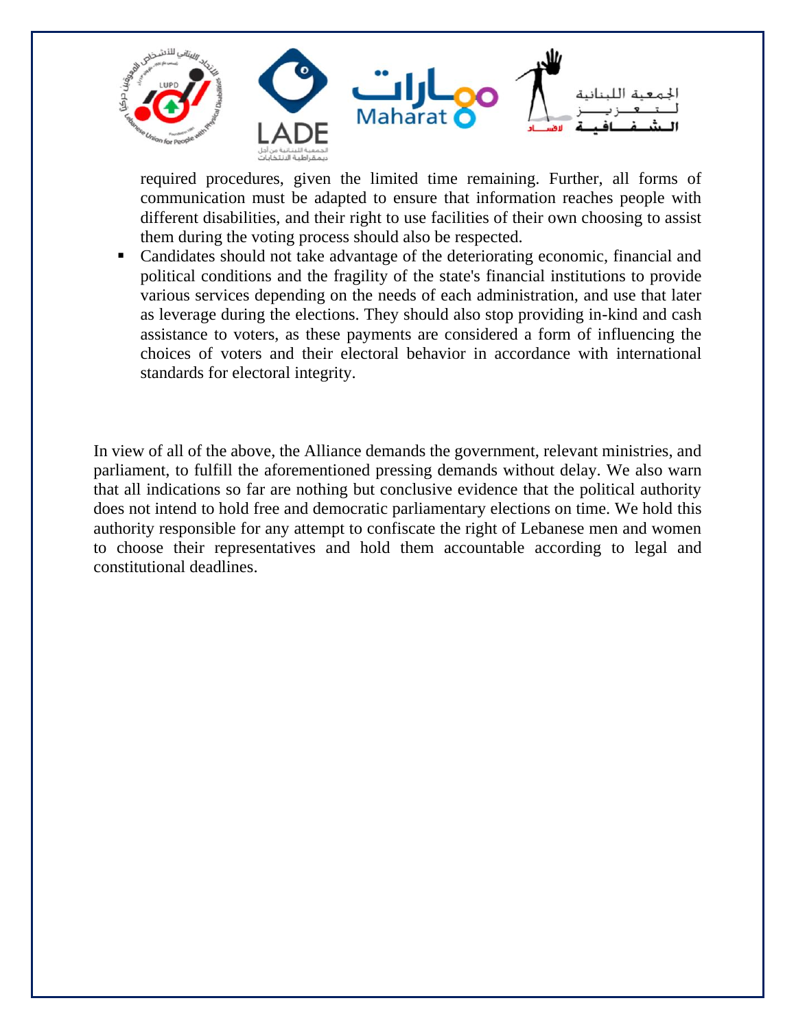required procedures, given the limited time remaining. Further, all forms of communication must be adapted to ensure that information reaches people with different disabilities, and their right to use facilities of their own choosing to assist them during the voting process should also be respected.

- Candidates should not take advantage of the deteriorating economic, financial and political conditions and the fragility of the state's financial institutions to provide various services depending on the needs of each administration, and use that later as leverage during the elections. They should also stop providing in-kind and cash assistance to voters, as these payments are considered a form of influencing the choices of voters and their electoral behavior in accordance with international standards for electoral integrity.

In view of all of the above, the Alliance demands the government, relevant ministries, and parliament, to fulfill the aforementioned pressing demands without delay. We also warn that all indications so far are nothing but conclusive evidence that the political authority does not intend to hold free and democratic parliamentary elections on time. We hold this authority responsible for any attempt to confiscate the right of Lebanese men and women to choose their representatives and hold them accountable according to legal and constitutional deadlines.